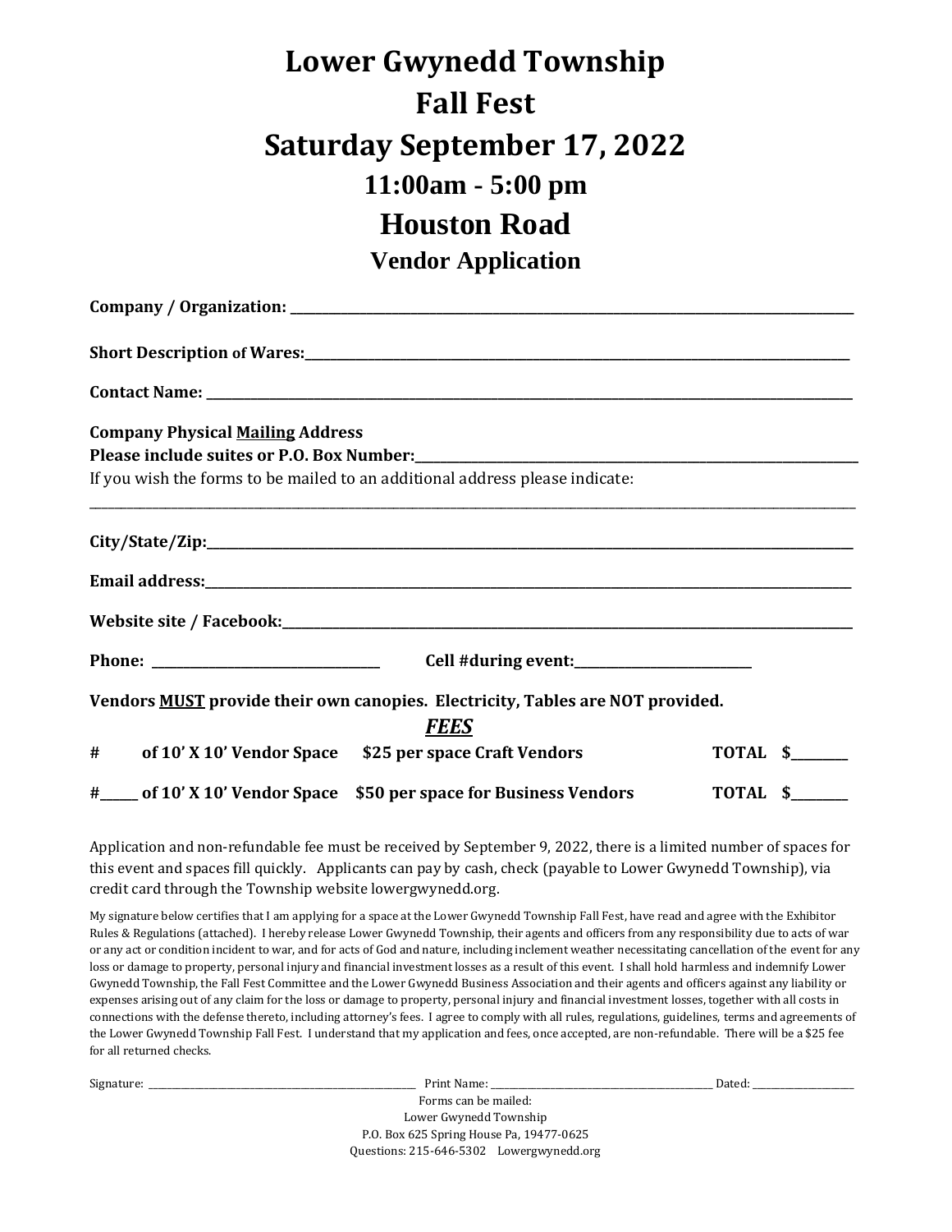# Lower Gwynedd Township

# Fall Fest

# Saturday September 17, 2022

## 11:00am - 5:00 pm

# Houston Road

## Vendor Application

**Company / Organization:** ______________________________

**Short Description of Wares:** ______________________________

**Contact Name:** ______________________________

**Company Physical Mailing Address**
**Please include suites or P.O. Box Number:** ______________________________
If you wish the forms to be mailed to an additional address please indicate:
______________________________

**City/State/Zip:** ______________________________

**Email address:** ______________________________

**Website site / Facebook:** ______________________________

**Phone:** ________________ **Cell #during event:** ________________

**Vendors MUST provide their own canopies. Electricity, Tables are NOT provided.**

***FEES***

| # | | | |
|---|---|---|---|
| # | of 10' X 10' Vendor Space | $25 per space Craft Vendors | TOTAL $______ |
| #______ | of 10' X 10' Vendor Space | $50 per space for Business Vendors | TOTAL $______ |

Application and non-refundable fee must be received by September 9, 2022, there is a limited number of spaces for this event and spaces fill quickly. Applicants can pay by cash, check (payable to Lower Gwynedd Township), via credit card through the Township website lowergwynedd.org.

My signature below certifies that I am applying for a space at the Lower Gwynedd Township Fall Fest, have read and agree with the Exhibitor Rules & Regulations (attached). I hereby release Lower Gwynedd Township, their agents and officers from any responsibility due to acts of war or any act or condition incident to war, and for acts of God and nature, including inclement weather necessitating cancellation of the event for any loss or damage to property, personal injury and financial investment losses as a result of this event. I shall hold harmless and indemnify Lower Gwynedd Township, the Fall Fest Committee and the Lower Gwynedd Business Association and their agents and officers against any liability or expenses arising out of any claim for the loss or damage to property, personal injury and financial investment losses, together with all costs in connections with the defense thereto, including attorney's fees. I agree to comply with all rules, regulations, guidelines, terms and agreements of the Lower Gwynedd Township Fall Fest. I understand that my application and fees, once accepted, are non-refundable. There will be a $25 fee for all returned checks.

Signature: ______________________ Print Name: ______________________ Dated: ____________

Forms can be mailed:
Lower Gwynedd Township
P.O. Box 625 Spring House Pa, 19477-0625
Questions: 215-646-5302 Lowergwynedd.org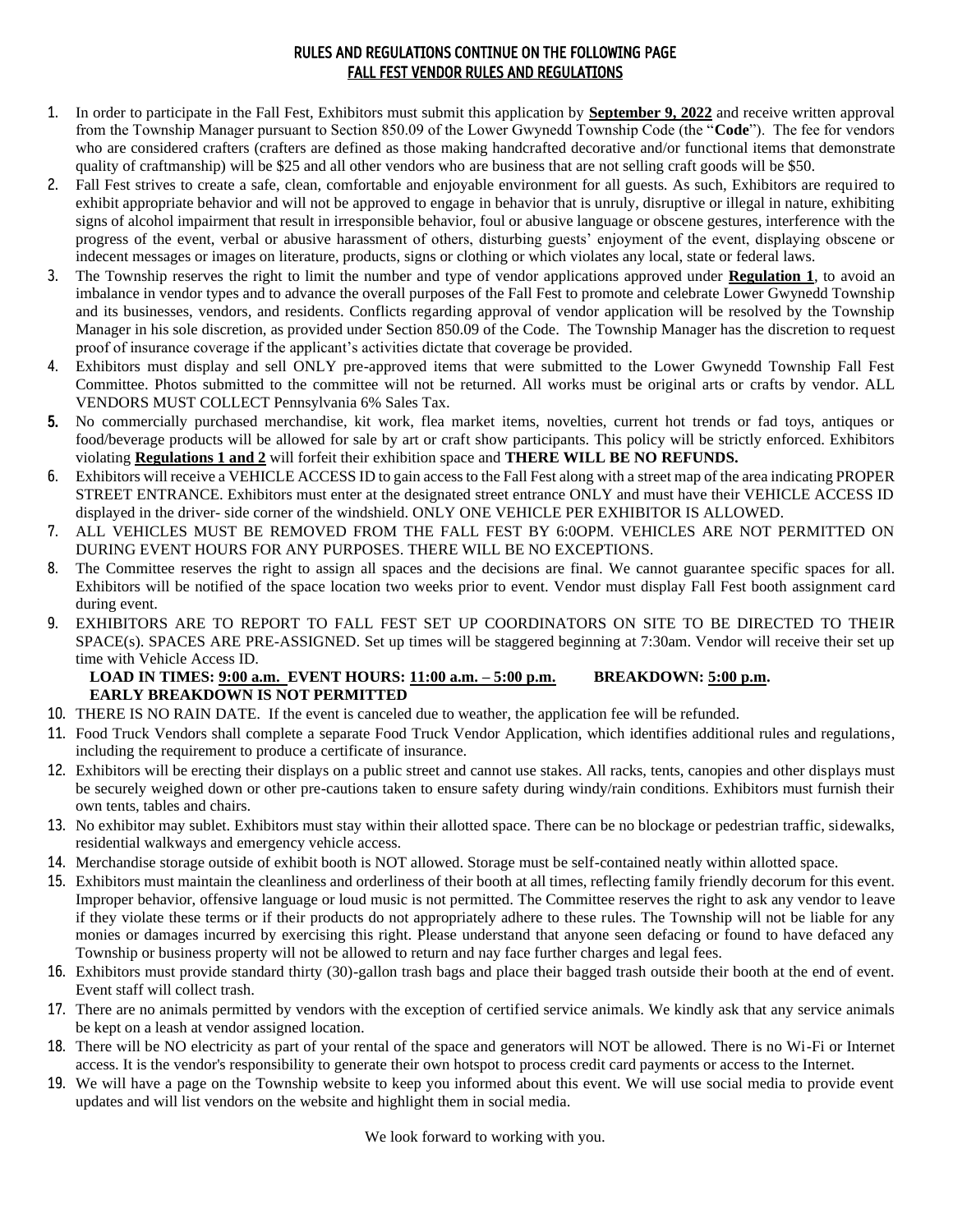## RULES AND REGULATIONS CONTINUE ON THE FOLLOWING PAGE

## FALL FEST VENDOR RULES AND REGULATIONS

1. In order to participate in the Fall Fest, Exhibitors must submit this application by **September 9, 2022** and receive written approval from the Township Manager pursuant to Section 850.09 of the Lower Gwynedd Township Code (the "**Code**"). The fee for vendors who are considered crafters (crafters are defined as those making handcrafted decorative and/or functional items that demonstrate quality of craftmanship) will be $25 and all other vendors who are business that are not selling craft goods will be $50.
2. Fall Fest strives to create a safe, clean, comfortable and enjoyable environment for all guests. As such, Exhibitors are required to exhibit appropriate behavior and will not be approved to engage in behavior that is unruly, disruptive or illegal in nature, exhibiting signs of alcohol impairment that result in irresponsible behavior, foul or abusive language or obscene gestures, interference with the progress of the event, verbal or abusive harassment of others, disturbing guests' enjoyment of the event, displaying obscene or indecent messages or images on literature, products, signs or clothing or which violates any local, state or federal laws.
3. The Township reserves the right to limit the number and type of vendor applications approved under **Regulation 1**, to avoid an imbalance in vendor types and to advance the overall purposes of the Fall Fest to promote and celebrate Lower Gwynedd Township and its businesses, vendors, and residents. Conflicts regarding approval of vendor application will be resolved by the Township Manager in his sole discretion, as provided under Section 850.09 of the Code. The Township Manager has the discretion to request proof of insurance coverage if the applicant's activities dictate that coverage be provided.
4. Exhibitors must display and sell ONLY pre-approved items that were submitted to the Lower Gwynedd Township Fall Fest Committee. Photos submitted to the committee will not be returned. All works must be original arts or crafts by vendor. ALL VENDORS MUST COLLECT Pennsylvania 6% Sales Tax.
5. No commercially purchased merchandise, kit work, flea market items, novelties, current hot trends or fad toys, antiques or food/beverage products will be allowed for sale by art or craft show participants. This policy will be strictly enforced. Exhibitors violating **Regulations 1 and 2** will forfeit their exhibition space and **THERE WILL BE NO REFUNDS.**
6. Exhibitors will receive a VEHICLE ACCESS ID to gain access to the Fall Fest along with a street map of the area indicating PROPER STREET ENTRANCE. Exhibitors must enter at the designated street entrance ONLY and must have their VEHICLE ACCESS ID displayed in the driver- side corner of the windshield. ONLY ONE VEHICLE PER EXHIBITOR IS ALLOWED.
7. ALL VEHICLES MUST BE REMOVED FROM THE FALL FEST BY 6:0OPM. VEHICLES ARE NOT PERMITTED ON DURING EVENT HOURS FOR ANY PURPOSES. THERE WILL BE NO EXCEPTIONS.
8. The Committee reserves the right to assign all spaces and the decisions are final. We cannot guarantee specific spaces for all. Exhibitors will be notified of the space location two weeks prior to event. Vendor must display Fall Fest booth assignment card during event.
9. EXHIBITORS ARE TO REPORT TO FALL FEST SET UP COORDINATORS ON SITE TO BE DIRECTED TO THEIR SPACE(s). SPACES ARE PRE-ASSIGNED. Set up times will be staggered beginning at 7:30am. Vendor will receive their set up time with Vehicle Access ID.

   **LOAD IN TIMES: 9:00 a.m. EVENT HOURS: 11:00 a.m. – 5:00 p.m. BREAKDOWN: 5:00 p.m.**
   **EARLY BREAKDOWN IS NOT PERMITTED**
10. THERE IS NO RAIN DATE. If the event is canceled due to weather, the application fee will be refunded.
11. Food Truck Vendors shall complete a separate Food Truck Vendor Application, which identifies additional rules and regulations, including the requirement to produce a certificate of insurance.
12. Exhibitors will be erecting their displays on a public street and cannot use stakes. All racks, tents, canopies and other displays must be securely weighed down or other pre-cautions taken to ensure safety during windy/rain conditions. Exhibitors must furnish their own tents, tables and chairs.
13. No exhibitor may sublet. Exhibitors must stay within their allotted space. There can be no blockage or pedestrian traffic, sidewalks, residential walkways and emergency vehicle access.
14. Merchandise storage outside of exhibit booth is NOT allowed. Storage must be self-contained neatly within allotted space.
15. Exhibitors must maintain the cleanliness and orderliness of their booth at all times, reflecting family friendly decorum for this event. Improper behavior, offensive language or loud music is not permitted. The Committee reserves the right to ask any vendor to leave if they violate these terms or if their products do not appropriately adhere to these rules. The Township will not be liable for any monies or damages incurred by exercising this right. Please understand that anyone seen defacing or found to have defaced any Township or business property will not be allowed to return and nay face further charges and legal fees.
16. Exhibitors must provide standard thirty (30)-gallon trash bags and place their bagged trash outside their booth at the end of event. Event staff will collect trash.
17. There are no animals permitted by vendors with the exception of certified service animals. We kindly ask that any service animals be kept on a leash at vendor assigned location.
18. There will be NO electricity as part of your rental of the space and generators will NOT be allowed. There is no Wi-Fi or Internet access. It is the vendor's responsibility to generate their own hotspot to process credit card payments or access to the Internet.
19. We will have a page on the Township website to keep you informed about this event. We will use social media to provide event updates and will list vendors on the website and highlight them in social media.

We look forward to working with you.